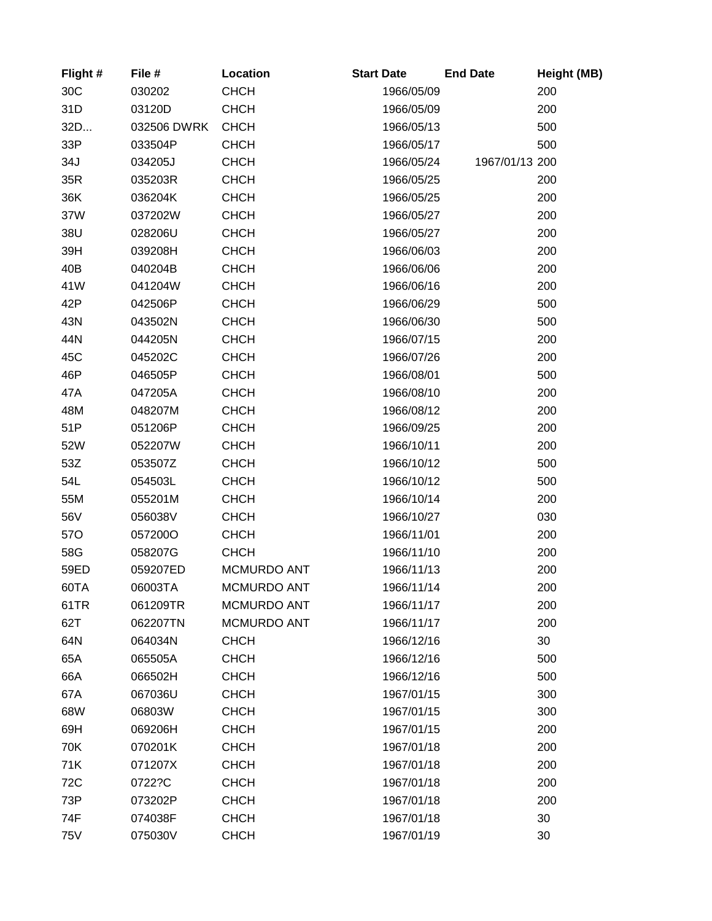| Flight # | File # | Location | Start Date | End Date | Height (MB) |
|---|---|---|---|---|---|
| 30C | 030202 | CHCH | 1966/05/09 | | 200 |
| 31D | 03120D | CHCH | 1966/05/09 | | 200 |
| 32D... | 032506 DWRK | CHCH | 1966/05/13 | | 500 |
| 33P | 033504P | CHCH | 1966/05/17 | | 500 |
| 34J | 034205J | CHCH | 1966/05/24 | 1967/01/13 | 200 |
| 35R | 035203R | CHCH | 1966/05/25 | | 200 |
| 36K | 036204K | CHCH | 1966/05/25 | | 200 |
| 37W | 037202W | CHCH | 1966/05/27 | | 200 |
| 38U | 028206U | CHCH | 1966/05/27 | | 200 |
| 39H | 039208H | CHCH | 1966/06/03 | | 200 |
| 40B | 040204B | CHCH | 1966/06/06 | | 200 |
| 41W | 041204W | CHCH | 1966/06/16 | | 200 |
| 42P | 042506P | CHCH | 1966/06/29 | | 500 |
| 43N | 043502N | CHCH | 1966/06/30 | | 500 |
| 44N | 044205N | CHCH | 1966/07/15 | | 200 |
| 45C | 045202C | CHCH | 1966/07/26 | | 200 |
| 46P | 046505P | CHCH | 1966/08/01 | | 500 |
| 47A | 047205A | CHCH | 1966/08/10 | | 200 |
| 48M | 048207M | CHCH | 1966/08/12 | | 200 |
| 51P | 051206P | CHCH | 1966/09/25 | | 200 |
| 52W | 052207W | CHCH | 1966/10/11 | | 200 |
| 53Z | 053507Z | CHCH | 1966/10/12 | | 500 |
| 54L | 054503L | CHCH | 1966/10/12 | | 500 |
| 55M | 055201M | CHCH | 1966/10/14 | | 200 |
| 56V | 056038V | CHCH | 1966/10/27 | | 030 |
| 57O | 057200O | CHCH | 1966/11/01 | | 200 |
| 58G | 058207G | CHCH | 1966/11/10 | | 200 |
| 59ED | 059207ED | MCMURDO ANT | 1966/11/13 | | 200 |
| 60TA | 06003TA | MCMURDO ANT | 1966/11/14 | | 200 |
| 61TR | 061209TR | MCMURDO ANT | 1966/11/17 | | 200 |
| 62T | 062207TN | MCMURDO ANT | 1966/11/17 | | 200 |
| 64N | 064034N | CHCH | 1966/12/16 | | 30 |
| 65A | 065505A | CHCH | 1966/12/16 | | 500 |
| 66A | 066502H | CHCH | 1966/12/16 | | 500 |
| 67A | 067036U | CHCH | 1967/01/15 | | 300 |
| 68W | 06803W | CHCH | 1967/01/15 | | 300 |
| 69H | 069206H | CHCH | 1967/01/15 | | 200 |
| 70K | 070201K | CHCH | 1967/01/18 | | 200 |
| 71K | 071207X | CHCH | 1967/01/18 | | 200 |
| 72C | 0722?C | CHCH | 1967/01/18 | | 200 |
| 73P | 073202P | CHCH | 1967/01/18 | | 200 |
| 74F | 074038F | CHCH | 1967/01/18 | | 30 |
| 75V | 075030V | CHCH | 1967/01/19 | | 30 |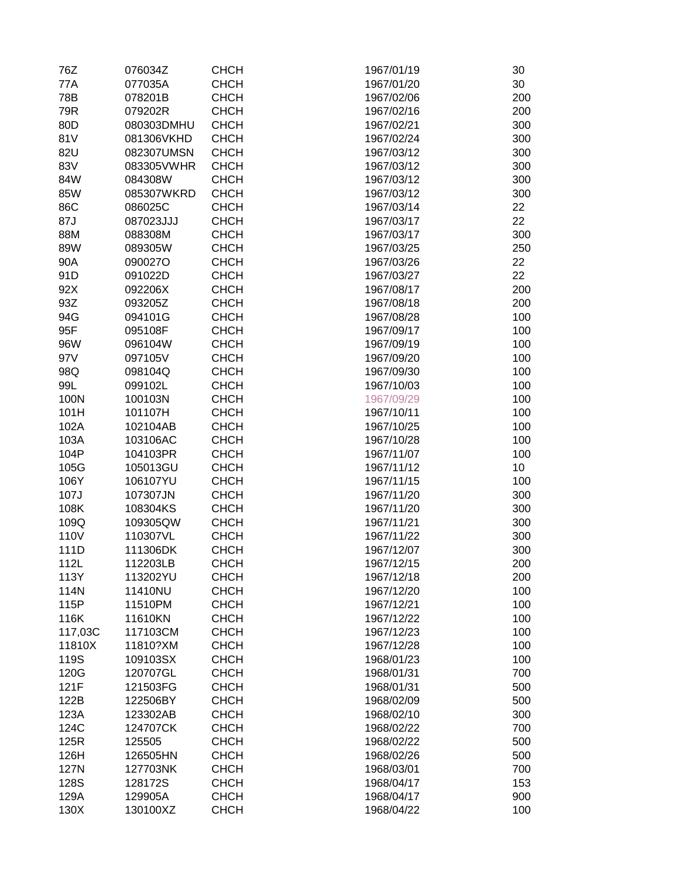| | | | | |
|---|---|---|---|---|
| 76Z | 076034Z | CHCH | 1967/01/19 | 30 |
| 77A | 077035A | CHCH | 1967/01/20 | 30 |
| 78B | 078201B | CHCH | 1967/02/06 | 200 |
| 79R | 079202R | CHCH | 1967/02/16 | 200 |
| 80D | 080303DMHU | CHCH | 1967/02/21 | 300 |
| 81V | 081306VKHD | CHCH | 1967/02/24 | 300 |
| 82U | 082307UMSN | CHCH | 1967/03/12 | 300 |
| 83V | 083305VWHR | CHCH | 1967/03/12 | 300 |
| 84W | 084308W | CHCH | 1967/03/12 | 300 |
| 85W | 085307WKRD | CHCH | 1967/03/12 | 300 |
| 86C | 086025C | CHCH | 1967/03/14 | 22 |
| 87J | 087023JJJ | CHCH | 1967/03/17 | 22 |
| 88M | 088308M | CHCH | 1967/03/17 | 300 |
| 89W | 089305W | CHCH | 1967/03/25 | 250 |
| 90A | 090027O | CHCH | 1967/03/26 | 22 |
| 91D | 091022D | CHCH | 1967/03/27 | 22 |
| 92X | 092206X | CHCH | 1967/08/17 | 200 |
| 93Z | 093205Z | CHCH | 1967/08/18 | 200 |
| 94G | 094101G | CHCH | 1967/08/28 | 100 |
| 95F | 095108F | CHCH | 1967/09/17 | 100 |
| 96W | 096104W | CHCH | 1967/09/19 | 100 |
| 97V | 097105V | CHCH | 1967/09/20 | 100 |
| 98Q | 098104Q | CHCH | 1967/09/30 | 100 |
| 99L | 099102L | CHCH | 1967/10/03 | 100 |
| 100N | 100103N | CHCH | 1967/09/29 | 100 |
| 101H | 101107H | CHCH | 1967/10/11 | 100 |
| 102A | 102104AB | CHCH | 1967/10/25 | 100 |
| 103A | 103106AC | CHCH | 1967/10/28 | 100 |
| 104P | 104103PR | CHCH | 1967/11/07 | 100 |
| 105G | 105013GU | CHCH | 1967/11/12 | 10 |
| 106Y | 106107YU | CHCH | 1967/11/15 | 100 |
| 107J | 107307JN | CHCH | 1967/11/20 | 300 |
| 108K | 108304KS | CHCH | 1967/11/20 | 300 |
| 109Q | 109305QW | CHCH | 1967/11/21 | 300 |
| 110V | 110307VL | CHCH | 1967/11/22 | 300 |
| 111D | 111306DK | CHCH | 1967/12/07 | 300 |
| 112L | 112203LB | CHCH | 1967/12/15 | 200 |
| 113Y | 113202YU | CHCH | 1967/12/18 | 200 |
| 114N | 11410NU | CHCH | 1967/12/20 | 100 |
| 115P | 11510PM | CHCH | 1967/12/21 | 100 |
| 116K | 11610KN | CHCH | 1967/12/22 | 100 |
| 117,03C | 117103CM | CHCH | 1967/12/23 | 100 |
| 11810X | 11810?XM | CHCH | 1967/12/28 | 100 |
| 119S | 109103SX | CHCH | 1968/01/23 | 100 |
| 120G | 120707GL | CHCH | 1968/01/31 | 700 |
| 121F | 121503FG | CHCH | 1968/01/31 | 500 |
| 122B | 122506BY | CHCH | 1968/02/09 | 500 |
| 123A | 123302AB | CHCH | 1968/02/10 | 300 |
| 124C | 124707CK | CHCH | 1968/02/22 | 700 |
| 125R | 125505 | CHCH | 1968/02/22 | 500 |
| 126H | 126505HN | CHCH | 1968/02/26 | 500 |
| 127N | 127703NK | CHCH | 1968/03/01 | 700 |
| 128S | 128172S | CHCH | 1968/04/17 | 153 |
| 129A | 129905A | CHCH | 1968/04/17 | 900 |
| 130X | 130100XZ | CHCH | 1968/04/22 | 100 |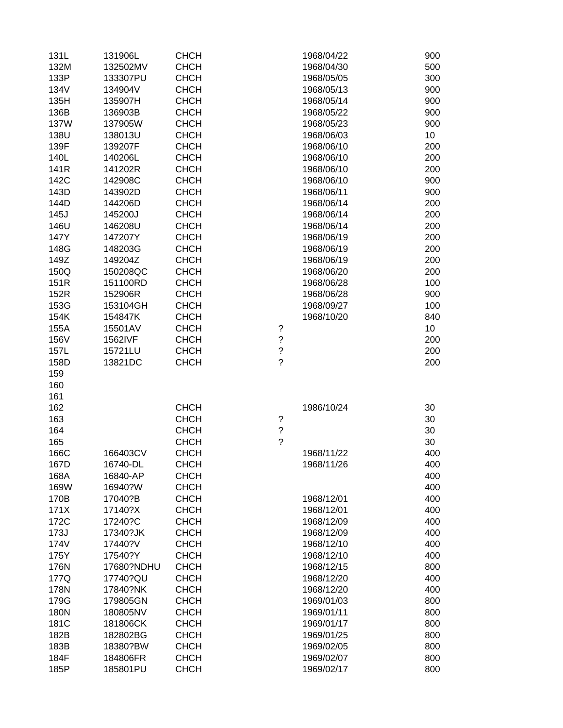| | | | | | |
|---|---|---|---|---|---|
| 131L | 131906L | CHCH | | 1968/04/22 | 900 |
| 132M | 132502MV | CHCH | | 1968/04/30 | 500 |
| 133P | 133307PU | CHCH | | 1968/05/05 | 300 |
| 134V | 134904V | CHCH | | 1968/05/13 | 900 |
| 135H | 135907H | CHCH | | 1968/05/14 | 900 |
| 136B | 136903B | CHCH | | 1968/05/22 | 900 |
| 137W | 137905W | CHCH | | 1968/05/23 | 900 |
| 138U | 138013U | CHCH | | 1968/06/03 | 10 |
| 139F | 139207F | CHCH | | 1968/06/10 | 200 |
| 140L | 140206L | CHCH | | 1968/06/10 | 200 |
| 141R | 141202R | CHCH | | 1968/06/10 | 200 |
| 142C | 142908C | CHCH | | 1968/06/10 | 900 |
| 143D | 143902D | CHCH | | 1968/06/11 | 900 |
| 144D | 144206D | CHCH | | 1968/06/14 | 200 |
| 145J | 145200J | CHCH | | 1968/06/14 | 200 |
| 146U | 146208U | CHCH | | 1968/06/14 | 200 |
| 147Y | 147207Y | CHCH | | 1968/06/19 | 200 |
| 148G | 148203G | CHCH | | 1968/06/19 | 200 |
| 149Z | 149204Z | CHCH | | 1968/06/19 | 200 |
| 150Q | 150208QC | CHCH | | 1968/06/20 | 200 |
| 151R | 151100RD | CHCH | | 1968/06/28 | 100 |
| 152R | 152906R | CHCH | | 1968/06/28 | 900 |
| 153G | 153104GH | CHCH | | 1968/09/27 | 100 |
| 154K | 154847K | CHCH | | 1968/10/20 | 840 |
| 155A | 15501AV | CHCH | ? | | 10 |
| 156V | 1562IVF | CHCH | ? | | 200 |
| 157L | 15721LU | CHCH | ? | | 200 |
| 158D | 13821DC | CHCH | ? | | 200 |
| 159 | | | | | |
| 160 | | | | | |
| 161 | | | | | |
| 162 | | CHCH | | 1986/10/24 | 30 |
| 163 | | CHCH | ? | | 30 |
| 164 | | CHCH | ? | | 30 |
| 165 | | CHCH | ? | | 30 |
| 166C | 166403CV | CHCH | | 1968/11/22 | 400 |
| 167D | 16740-DL | CHCH | | 1968/11/26 | 400 |
| 168A | 16840-AP | CHCH | | | 400 |
| 169W | 16940?W | CHCH | | | 400 |
| 170B | 17040?B | CHCH | | 1968/12/01 | 400 |
| 171X | 17140?X | CHCH | | 1968/12/01 | 400 |
| 172C | 17240?C | CHCH | | 1968/12/09 | 400 |
| 173J | 17340?JK | CHCH | | 1968/12/09 | 400 |
| 174V | 17440?V | CHCH | | 1968/12/10 | 400 |
| 175Y | 17540?Y | CHCH | | 1968/12/10 | 400 |
| 176N | 17680?NDHU | CHCH | | 1968/12/15 | 800 |
| 177Q | 17740?QU | CHCH | | 1968/12/20 | 400 |
| 178N | 17840?NK | CHCH | | 1968/12/20 | 400 |
| 179G | 179805GN | CHCH | | 1969/01/03 | 800 |
| 180N | 180805NV | CHCH | | 1969/01/11 | 800 |
| 181C | 181806CK | CHCH | | 1969/01/17 | 800 |
| 182B | 182802BG | CHCH | | 1969/01/25 | 800 |
| 183B | 18380?BW | CHCH | | 1969/02/05 | 800 |
| 184F | 184806FR | CHCH | | 1969/02/07 | 800 |
| 185P | 185801PU | CHCH | | 1969/02/17 | 800 |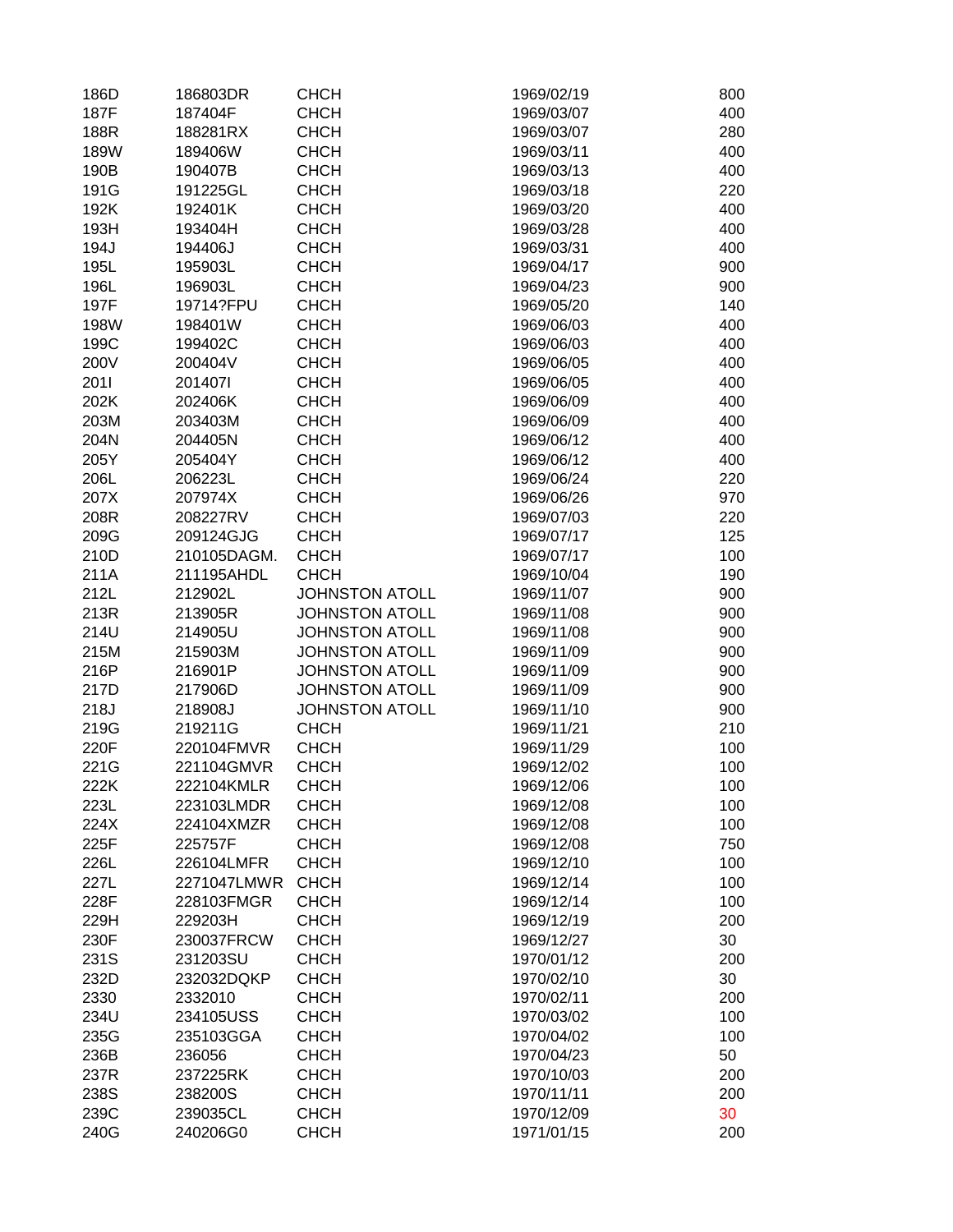| | | | | |
|---|---|---|---|---|
| 186D | 186803DR | CHCH | 1969/02/19 | 800 |
| 187F | 187404F | CHCH | 1969/03/07 | 400 |
| 188R | 188281RX | CHCH | 1969/03/07 | 280 |
| 189W | 189406W | CHCH | 1969/03/11 | 400 |
| 190B | 190407B | CHCH | 1969/03/13 | 400 |
| 191G | 191225GL | CHCH | 1969/03/18 | 220 |
| 192K | 192401K | CHCH | 1969/03/20 | 400 |
| 193H | 193404H | CHCH | 1969/03/28 | 400 |
| 194J | 194406J | CHCH | 1969/03/31 | 400 |
| 195L | 195903L | CHCH | 1969/04/17 | 900 |
| 196L | 196903L | CHCH | 1969/04/23 | 900 |
| 197F | 19714?FPU | CHCH | 1969/05/20 | 140 |
| 198W | 198401W | CHCH | 1969/06/03 | 400 |
| 199C | 199402C | CHCH | 1969/06/03 | 400 |
| 200V | 200404V | CHCH | 1969/06/05 | 400 |
| 201I | 201407I | CHCH | 1969/06/05 | 400 |
| 202K | 202406K | CHCH | 1969/06/09 | 400 |
| 203M | 203403M | CHCH | 1969/06/09 | 400 |
| 204N | 204405N | CHCH | 1969/06/12 | 400 |
| 205Y | 205404Y | CHCH | 1969/06/12 | 400 |
| 206L | 206223L | CHCH | 1969/06/24 | 220 |
| 207X | 207974X | CHCH | 1969/06/26 | 970 |
| 208R | 208227RV | CHCH | 1969/07/03 | 220 |
| 209G | 209124GJG | CHCH | 1969/07/17 | 125 |
| 210D | 210105DAGM. | CHCH | 1969/07/17 | 100 |
| 211A | 211195AHDL | CHCH | 1969/10/04 | 190 |
| 212L | 212902L | JOHNSTON ATOLL | 1969/11/07 | 900 |
| 213R | 213905R | JOHNSTON ATOLL | 1969/11/08 | 900 |
| 214U | 214905U | JOHNSTON ATOLL | 1969/11/08 | 900 |
| 215M | 215903M | JOHNSTON ATOLL | 1969/11/09 | 900 |
| 216P | 216901P | JOHNSTON ATOLL | 1969/11/09 | 900 |
| 217D | 217906D | JOHNSTON ATOLL | 1969/11/09 | 900 |
| 218J | 218908J | JOHNSTON ATOLL | 1969/11/10 | 900 |
| 219G | 219211G | CHCH | 1969/11/21 | 210 |
| 220F | 220104FMVR | CHCH | 1969/11/29 | 100 |
| 221G | 221104GMVR | CHCH | 1969/12/02 | 100 |
| 222K | 222104KMLR | CHCH | 1969/12/06 | 100 |
| 223L | 223103LMDR | CHCH | 1969/12/08 | 100 |
| 224X | 224104XMZR | CHCH | 1969/12/08 | 100 |
| 225F | 225757F | CHCH | 1969/12/08 | 750 |
| 226L | 226104LMFR | CHCH | 1969/12/10 | 100 |
| 227L | 2271047LMWR | CHCH | 1969/12/14 | 100 |
| 228F | 228103FMGR | CHCH | 1969/12/14 | 100 |
| 229H | 229203H | CHCH | 1969/12/19 | 200 |
| 230F | 230037FRCW | CHCH | 1969/12/27 | 30 |
| 231S | 231203SU | CHCH | 1970/01/12 | 200 |
| 232D | 232032DQKP | CHCH | 1970/02/10 | 30 |
| 2330 | 2332010 | CHCH | 1970/02/11 | 200 |
| 234U | 234105USS | CHCH | 1970/03/02 | 100 |
| 235G | 235103GGA | CHCH | 1970/04/02 | 100 |
| 236B | 236056 | CHCH | 1970/04/23 | 50 |
| 237R | 237225RK | CHCH | 1970/10/03 | 200 |
| 238S | 238200S | CHCH | 1970/11/11 | 200 |
| 239C | 239035CL | CHCH | 1970/12/09 | 30 |
| 240G | 240206G0 | CHCH | 1971/01/15 | 200 |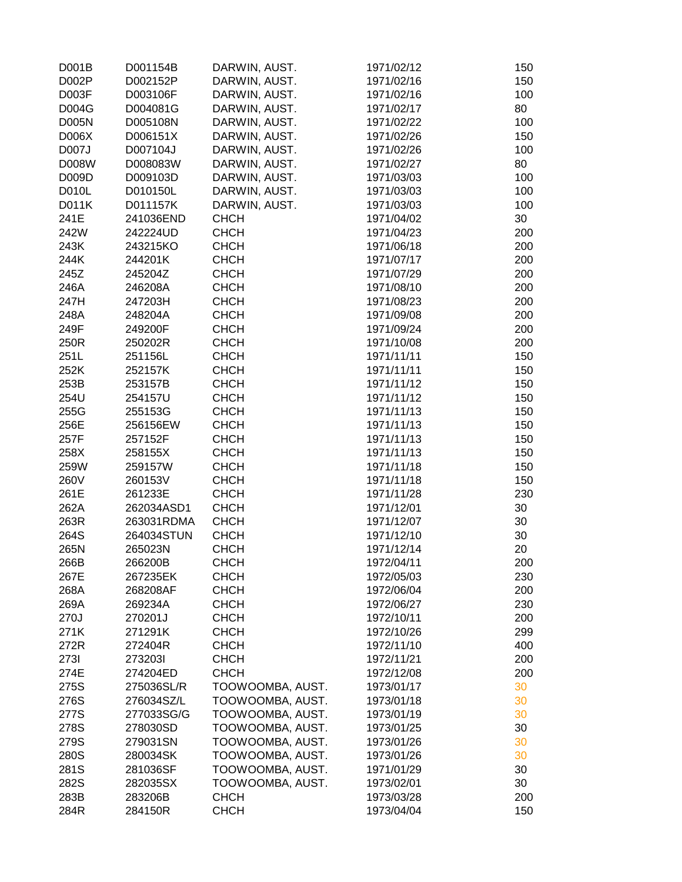| | | | | |
|---|---|---|---|---|
| D001B | D001154B | DARWIN, AUST. | 1971/02/12 | 150 |
| D002P | D002152P | DARWIN, AUST. | 1971/02/16 | 150 |
| D003F | D003106F | DARWIN, AUST. | 1971/02/16 | 100 |
| D004G | D004081G | DARWIN, AUST. | 1971/02/17 | 80 |
| D005N | D005108N | DARWIN, AUST. | 1971/02/22 | 100 |
| D006X | D006151X | DARWIN, AUST. | 1971/02/26 | 150 |
| D007J | D007104J | DARWIN, AUST. | 1971/02/26 | 100 |
| D008W | D008083W | DARWIN, AUST. | 1971/02/27 | 80 |
| D009D | D009103D | DARWIN, AUST. | 1971/03/03 | 100 |
| D010L | D010150L | DARWIN, AUST. | 1971/03/03 | 100 |
| D011K | D011157K | DARWIN, AUST. | 1971/03/03 | 100 |
| 241E | 241036END | CHCH | 1971/04/02 | 30 |
| 242W | 242224UD | CHCH | 1971/04/23 | 200 |
| 243K | 243215KO | CHCH | 1971/06/18 | 200 |
| 244K | 244201K | CHCH | 1971/07/17 | 200 |
| 245Z | 245204Z | CHCH | 1971/07/29 | 200 |
| 246A | 246208A | CHCH | 1971/08/10 | 200 |
| 247H | 247203H | CHCH | 1971/08/23 | 200 |
| 248A | 248204A | CHCH | 1971/09/08 | 200 |
| 249F | 249200F | CHCH | 1971/09/24 | 200 |
| 250R | 250202R | CHCH | 1971/10/08 | 200 |
| 251L | 251156L | CHCH | 1971/11/11 | 150 |
| 252K | 252157K | CHCH | 1971/11/11 | 150 |
| 253B | 253157B | CHCH | 1971/11/12 | 150 |
| 254U | 254157U | CHCH | 1971/11/12 | 150 |
| 255G | 255153G | CHCH | 1971/11/13 | 150 |
| 256E | 256156EW | CHCH | 1971/11/13 | 150 |
| 257F | 257152F | CHCH | 1971/11/13 | 150 |
| 258X | 258155X | CHCH | 1971/11/13 | 150 |
| 259W | 259157W | CHCH | 1971/11/18 | 150 |
| 260V | 260153V | CHCH | 1971/11/18 | 150 |
| 261E | 261233E | CHCH | 1971/11/28 | 230 |
| 262A | 262034ASD1 | CHCH | 1971/12/01 | 30 |
| 263R | 263031RDMA | CHCH | 1971/12/07 | 30 |
| 264S | 264034STUN | CHCH | 1971/12/10 | 30 |
| 265N | 265023N | CHCH | 1971/12/14 | 20 |
| 266B | 266200B | CHCH | 1972/04/11 | 200 |
| 267E | 267235EK | CHCH | 1972/05/03 | 230 |
| 268A | 268208AF | CHCH | 1972/06/04 | 200 |
| 269A | 269234A | CHCH | 1972/06/27 | 230 |
| 270J | 270201J | CHCH | 1972/10/11 | 200 |
| 271K | 271291K | CHCH | 1972/10/26 | 299 |
| 272R | 272404R | CHCH | 1972/11/10 | 400 |
| 273I | 273203I | CHCH | 1972/11/21 | 200 |
| 274E | 274204ED | CHCH | 1972/12/08 | 200 |
| 275S | 275036SL/R | TOOWOOMBA, AUST. | 1973/01/17 | 30 |
| 276S | 276034SZ/L | TOOWOOMBA, AUST. | 1973/01/18 | 30 |
| 277S | 277033SG/G | TOOWOOMBA, AUST. | 1973/01/19 | 30 |
| 278S | 278030SD | TOOWOOMBA, AUST. | 1973/01/25 | 30 |
| 279S | 279031SN | TOOWOOMBA, AUST. | 1973/01/26 | 30 |
| 280S | 280034SK | TOOWOOMBA, AUST. | 1973/01/26 | 30 |
| 281S | 281036SF | TOOWOOMBA, AUST. | 1971/01/29 | 30 |
| 282S | 282035SX | TOOWOOMBA, AUST. | 1973/02/01 | 30 |
| 283B | 283206B | CHCH | 1973/03/28 | 200 |
| 284R | 284150R | CHCH | 1973/04/04 | 150 |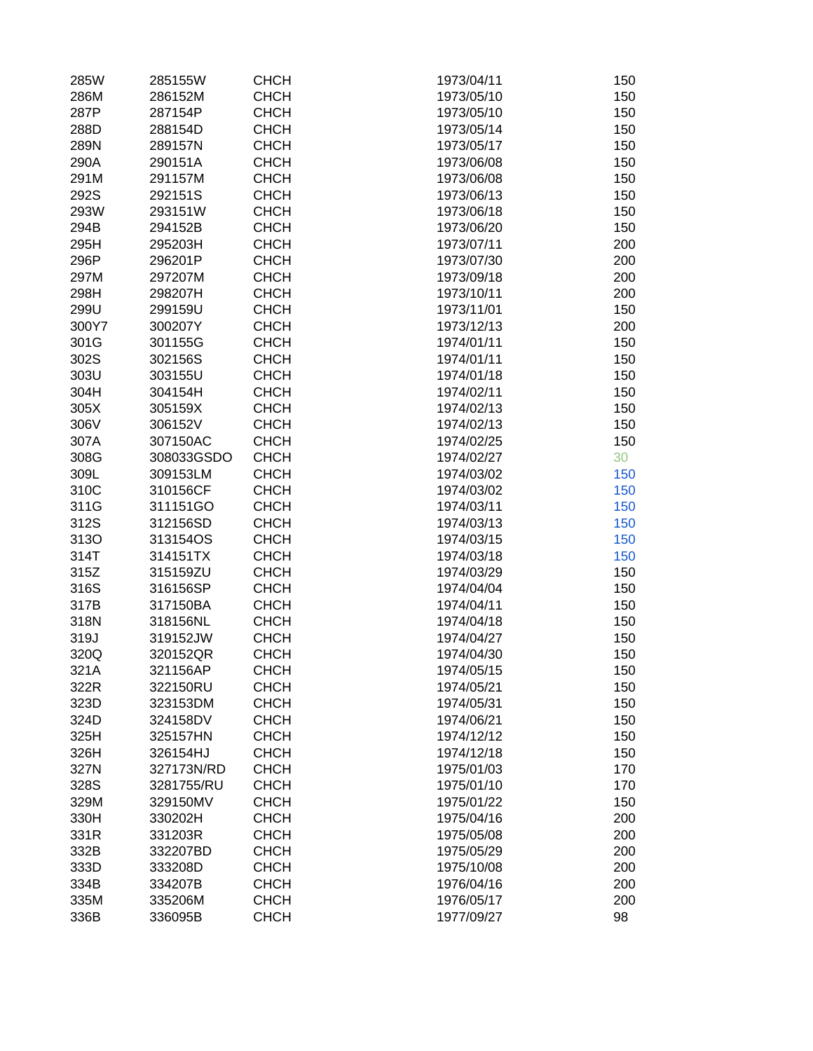| | | | | |
|---|---|---|---|---|
| 285W | 285155W | CHCH | 1973/04/11 | 150 |
| 286M | 286152M | CHCH | 1973/05/10 | 150 |
| 287P | 287154P | CHCH | 1973/05/10 | 150 |
| 288D | 288154D | CHCH | 1973/05/14 | 150 |
| 289N | 289157N | CHCH | 1973/05/17 | 150 |
| 290A | 290151A | CHCH | 1973/06/08 | 150 |
| 291M | 291157M | CHCH | 1973/06/08 | 150 |
| 292S | 292151S | CHCH | 1973/06/13 | 150 |
| 293W | 293151W | CHCH | 1973/06/18 | 150 |
| 294B | 294152B | CHCH | 1973/06/20 | 150 |
| 295H | 295203H | CHCH | 1973/07/11 | 200 |
| 296P | 296201P | CHCH | 1973/07/30 | 200 |
| 297M | 297207M | CHCH | 1973/09/18 | 200 |
| 298H | 298207H | CHCH | 1973/10/11 | 200 |
| 299U | 299159U | CHCH | 1973/11/01 | 150 |
| 300Y7 | 300207Y | CHCH | 1973/12/13 | 200 |
| 301G | 301155G | CHCH | 1974/01/11 | 150 |
| 302S | 302156S | CHCH | 1974/01/11 | 150 |
| 303U | 303155U | CHCH | 1974/01/18 | 150 |
| 304H | 304154H | CHCH | 1974/02/11 | 150 |
| 305X | 305159X | CHCH | 1974/02/13 | 150 |
| 306V | 306152V | CHCH | 1974/02/13 | 150 |
| 307A | 307150AC | CHCH | 1974/02/25 | 150 |
| 308G | 308033GSDO | CHCH | 1974/02/27 | 30 |
| 309L | 309153LM | CHCH | 1974/03/02 | 150 |
| 310C | 310156CF | CHCH | 1974/03/02 | 150 |
| 311G | 311151GO | CHCH | 1974/03/11 | 150 |
| 312S | 312156SD | CHCH | 1974/03/13 | 150 |
| 313O | 313154OS | CHCH | 1974/03/15 | 150 |
| 314T | 314151TX | CHCH | 1974/03/18 | 150 |
| 315Z | 315159ZU | CHCH | 1974/03/29 | 150 |
| 316S | 316156SP | CHCH | 1974/04/04 | 150 |
| 317B | 317150BA | CHCH | 1974/04/11 | 150 |
| 318N | 318156NL | CHCH | 1974/04/18 | 150 |
| 319J | 319152JW | CHCH | 1974/04/27 | 150 |
| 320Q | 320152QR | CHCH | 1974/04/30 | 150 |
| 321A | 321156AP | CHCH | 1974/05/15 | 150 |
| 322R | 322150RU | CHCH | 1974/05/21 | 150 |
| 323D | 323153DM | CHCH | 1974/05/31 | 150 |
| 324D | 324158DV | CHCH | 1974/06/21 | 150 |
| 325H | 325157HN | CHCH | 1974/12/12 | 150 |
| 326H | 326154HJ | CHCH | 1974/12/18 | 150 |
| 327N | 327173N/RD | CHCH | 1975/01/03 | 170 |
| 328S | 3281755/RU | CHCH | 1975/01/10 | 170 |
| 329M | 329150MV | CHCH | 1975/01/22 | 150 |
| 330H | 330202H | CHCH | 1975/04/16 | 200 |
| 331R | 331203R | CHCH | 1975/05/08 | 200 |
| 332B | 332207BD | CHCH | 1975/05/29 | 200 |
| 333D | 333208D | CHCH | 1975/10/08 | 200 |
| 334B | 334207B | CHCH | 1976/04/16 | 200 |
| 335M | 335206M | CHCH | 1976/05/17 | 200 |
| 336B | 336095B | CHCH | 1977/09/27 | 98 |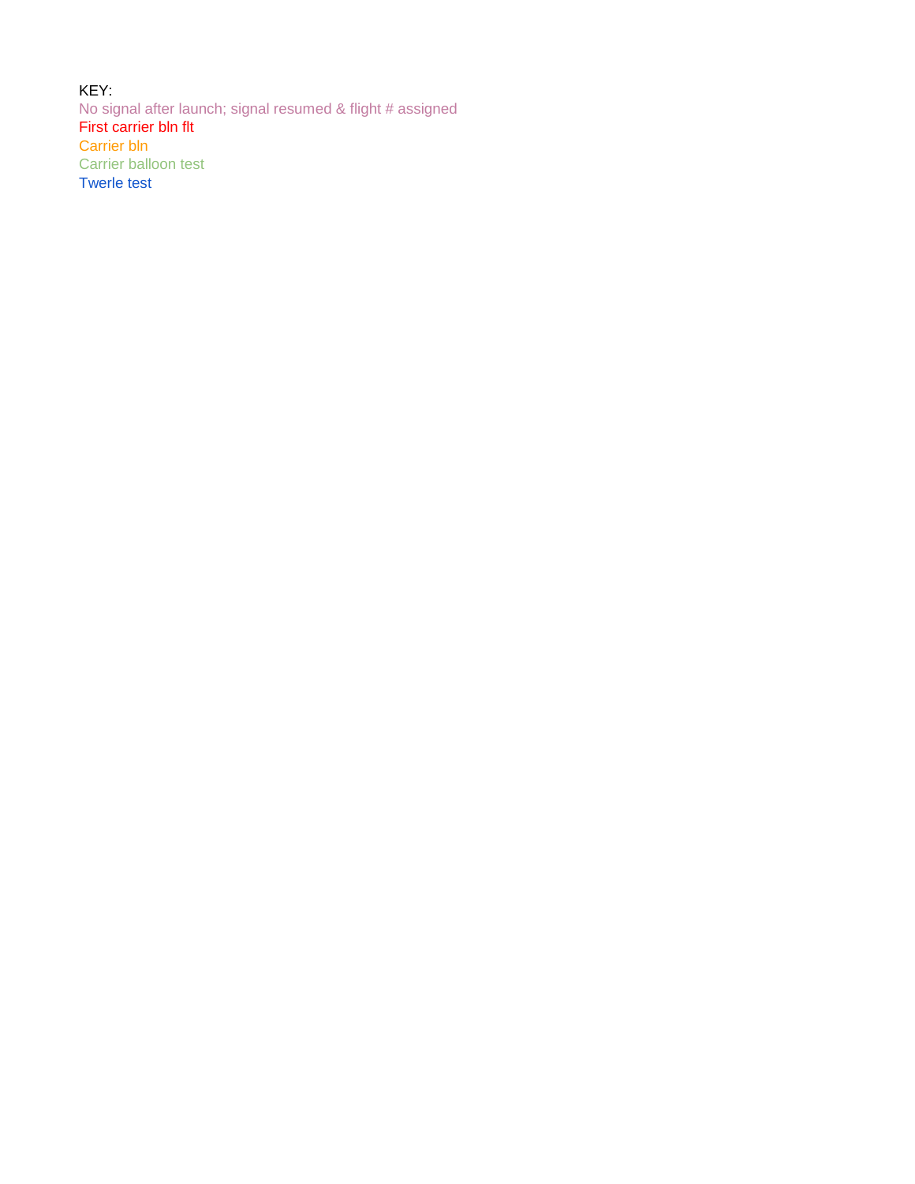KEY:
No signal after launch; signal resumed & flight # assigned
First carrier bln flt
Carrier bln
Carrier balloon test
Twerle test